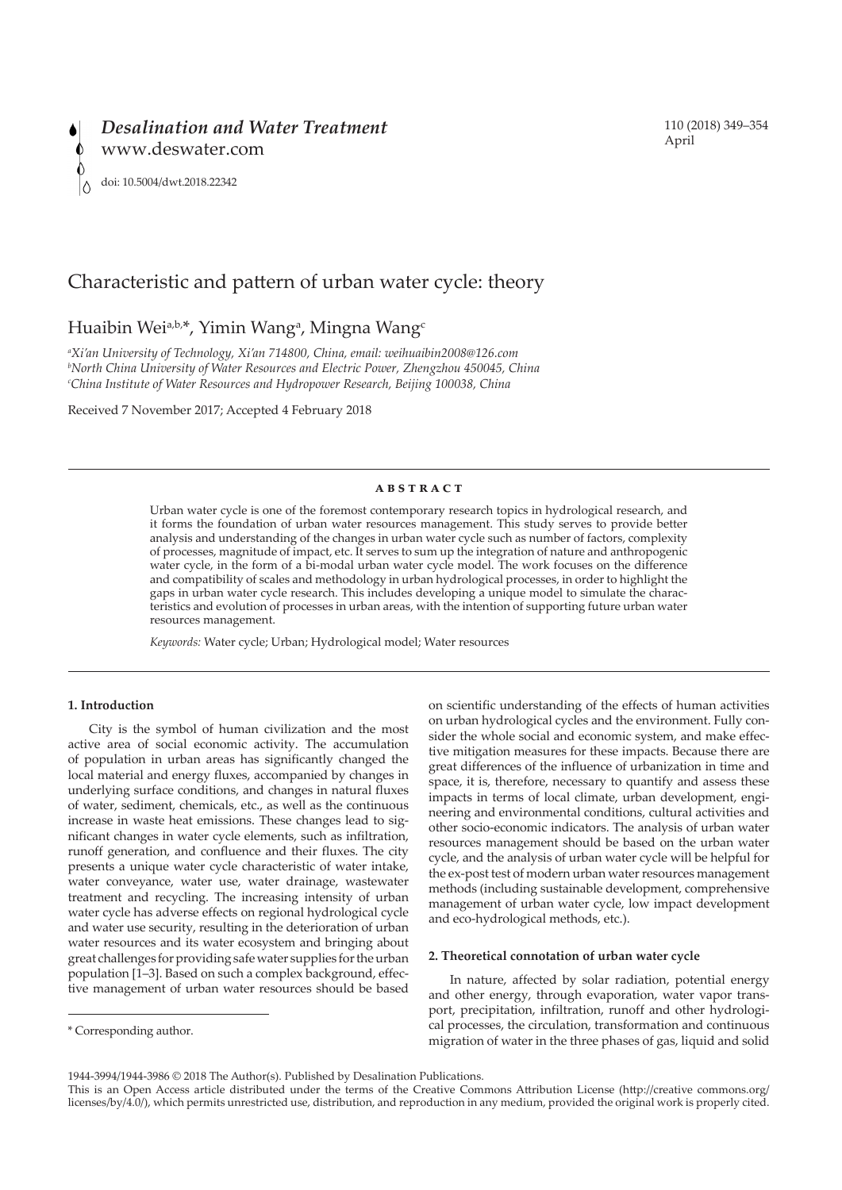# Characteristic and pattern of urban water cycle: theory

Huaibin Wei[a,b,*], Yimin Wang[a], Mingna Wang[c]

[a]*Xi'an University of Technology, Xi'an 714800, China, email: weihuaibin2008@126.com*
[b]*North China University of Water Resources and Electric Power, Zhengzhou 450045, China*
[c]*China Institute of Water Resources and Hydropower Research, Beijing 100038, China*

Received 7 November 2017; Accepted 4 February 2018

## ABSTRACT

Urban water cycle is one of the foremost contemporary research topics in hydrological research, and it forms the foundation of urban water resources management. This study serves to provide better analysis and understanding of the changes in urban water cycle such as number of factors, complexity of processes, magnitude of impact, etc. It serves to sum up the integration of nature and anthropogenic water cycle, in the form of a bi-modal urban water cycle model. The work focuses on the difference and compatibility of scales and methodology in urban hydrological processes, in order to highlight the gaps in urban water cycle research. This includes developing a unique model to simulate the characteristics and evolution of processes in urban areas, with the intention of supporting future urban water resources management.

*Keywords:* Water cycle; Urban; Hydrological model; Water resources

## 1. Introduction

City is the symbol of human civilization and the most active area of social economic activity. The accumulation of population in urban areas has significantly changed the local material and energy fluxes, accompanied by changes in underlying surface conditions, and changes in natural fluxes of water, sediment, chemicals, etc., as well as the continuous increase in waste heat emissions. These changes lead to significant changes in water cycle elements, such as infiltration, runoff generation, and confluence and their fluxes. The city presents a unique water cycle characteristic of water intake, water conveyance, water use, water drainage, wastewater treatment and recycling. The increasing intensity of urban water cycle has adverse effects on regional hydrological cycle and water use security, resulting in the deterioration of urban water resources and its water ecosystem and bringing about great challenges for providing safe water supplies for the urban population [1–3]. Based on such a complex background, effective management of urban water resources should be based on scientific understanding of the effects of human activities on urban hydrological cycles and the environment. Fully consider the whole social and economic system, and make effective mitigation measures for these impacts. Because there are great differences of the influence of urbanization in time and space, it is, therefore, necessary to quantify and assess these impacts in terms of local climate, urban development, engineering and environmental conditions, cultural activities and other socio-economic indicators. The analysis of urban water resources management should be based on the urban water cycle, and the analysis of urban water cycle will be helpful for the ex-post test of modern urban water resources management methods (including sustainable development, comprehensive management of urban water cycle, low impact development and eco-hydrological methods, etc.).

## 2. Theoretical connotation of urban water cycle

In nature, affected by solar radiation, potential energy and other energy, through evaporation, water vapor transport, precipitation, infiltration, runoff and other hydrological processes, the circulation, transformation and continuous migration of water in the three phases of gas, liquid and solid

\* Corresponding author.

1944-3994/1944-3986 © 2018 The Author(s). Published by Desalination Publications.
This is an Open Access article distributed under the terms of the Creative Commons Attribution License (http://creative commons.org/licenses/by/4.0/), which permits unrestricted use, distribution, and reproduction in any medium, provided the original work is properly cited.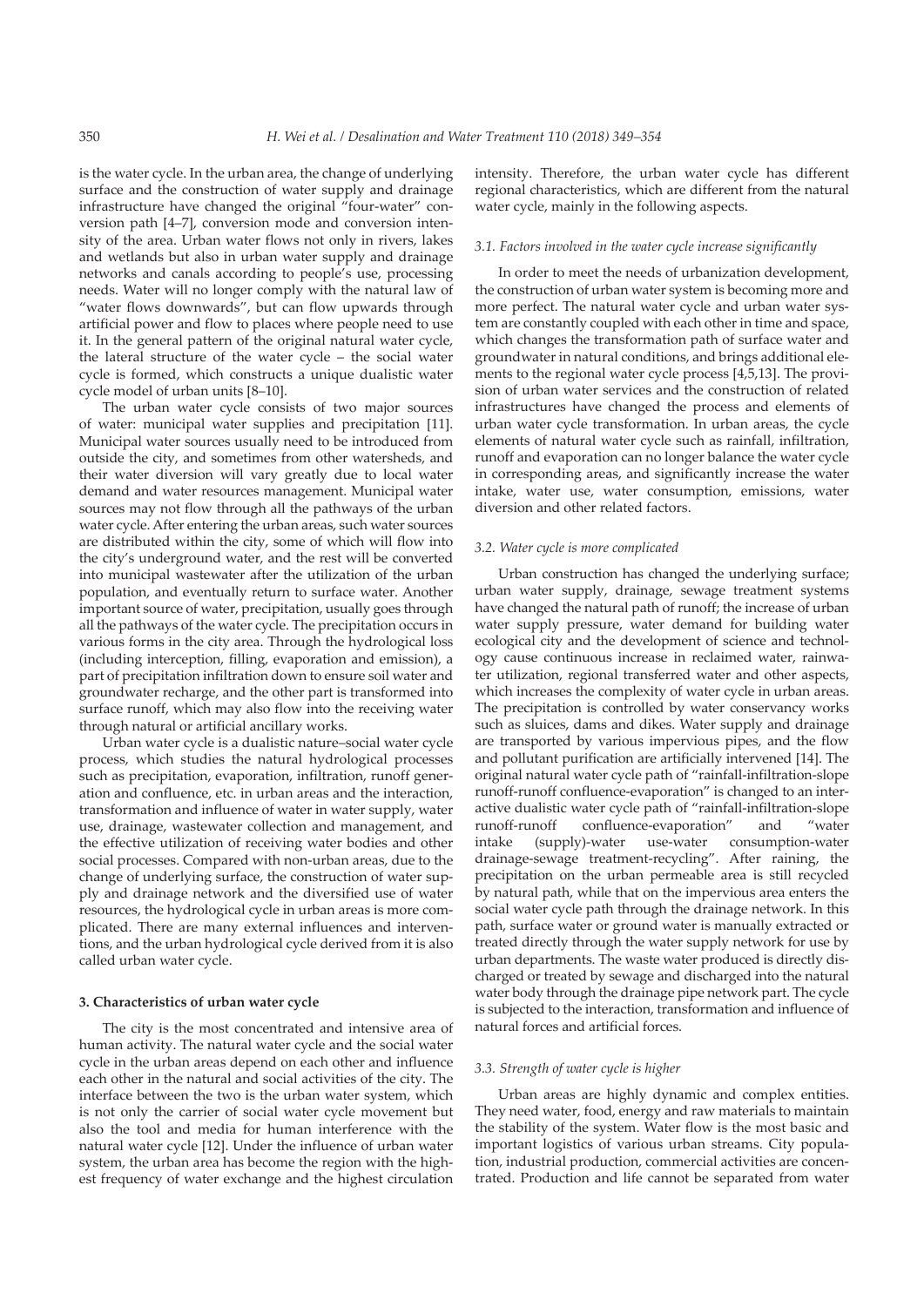is the water cycle. In the urban area, the change of underlying surface and the construction of water supply and drainage infrastructure have changed the original "four-water" conversion path [4–7], conversion mode and conversion intensity of the area. Urban water flows not only in rivers, lakes and wetlands but also in urban water supply and drainage networks and canals according to people's use, processing needs. Water will no longer comply with the natural law of "water flows downwards", but can flow upwards through artificial power and flow to places where people need to use it. In the general pattern of the original natural water cycle, the lateral structure of the water cycle – the social water cycle is formed, which constructs a unique dualistic water cycle model of urban units [8–10].

The urban water cycle consists of two major sources of water: municipal water supplies and precipitation [11]. Municipal water sources usually need to be introduced from outside the city, and sometimes from other watersheds, and their water diversion will vary greatly due to local water demand and water resources management. Municipal water sources may not flow through all the pathways of the urban water cycle. After entering the urban areas, such water sources are distributed within the city, some of which will flow into the city's underground water, and the rest will be converted into municipal wastewater after the utilization of the urban population, and eventually return to surface water. Another important source of water, precipitation, usually goes through all the pathways of the water cycle. The precipitation occurs in various forms in the city area. Through the hydrological loss (including interception, filling, evaporation and emission), a part of precipitation infiltration down to ensure soil water and groundwater recharge, and the other part is transformed into surface runoff, which may also flow into the receiving water through natural or artificial ancillary works.

Urban water cycle is a dualistic nature–social water cycle process, which studies the natural hydrological processes such as precipitation, evaporation, infiltration, runoff generation and confluence, etc. in urban areas and the interaction, transformation and influence of water in water supply, water use, drainage, wastewater collection and management, and the effective utilization of receiving water bodies and other social processes. Compared with non-urban areas, due to the change of underlying surface, the construction of water supply and drainage network and the diversified use of water resources, the hydrological cycle in urban areas is more complicated. There are many external influences and interventions, and the urban hydrological cycle derived from it is also called urban water cycle.

## 3. Characteristics of urban water cycle

The city is the most concentrated and intensive area of human activity. The natural water cycle and the social water cycle in the urban areas depend on each other and influence each other in the natural and social activities of the city. The interface between the two is the urban water system, which is not only the carrier of social water cycle movement but also the tool and media for human interference with the natural water cycle [12]. Under the influence of urban water system, the urban area has become the region with the highest frequency of water exchange and the highest circulation intensity. Therefore, the urban water cycle has different regional characteristics, which are different from the natural water cycle, mainly in the following aspects.

### 3.1. Factors involved in the water cycle increase significantly

In order to meet the needs of urbanization development, the construction of urban water system is becoming more and more perfect. The natural water cycle and urban water system are constantly coupled with each other in time and space, which changes the transformation path of surface water and groundwater in natural conditions, and brings additional elements to the regional water cycle process [4,5,13]. The provision of urban water services and the construction of related infrastructures have changed the process and elements of urban water cycle transformation. In urban areas, the cycle elements of natural water cycle such as rainfall, infiltration, runoff and evaporation can no longer balance the water cycle in corresponding areas, and significantly increase the water intake, water use, water consumption, emissions, water diversion and other related factors.

### 3.2. Water cycle is more complicated

Urban construction has changed the underlying surface; urban water supply, drainage, sewage treatment systems have changed the natural path of runoff; the increase of urban water supply pressure, water demand for building water ecological city and the development of science and technology cause continuous increase in reclaimed water, rainwater utilization, regional transferred water and other aspects, which increases the complexity of water cycle in urban areas. The precipitation is controlled by water conservancy works such as sluices, dams and dikes. Water supply and drainage are transported by various impervious pipes, and the flow and pollutant purification are artificially intervened [14]. The original natural water cycle path of "rainfall-infiltration-slope runoff-runoff confluence-evaporation" is changed to an interactive dualistic water cycle path of "rainfall-infiltration-slope runoff-runoff confluence-evaporation" and "water intake (supply)-water use-water consumption-water drainage-sewage treatment-recycling". After raining, the precipitation on the urban permeable area is still recycled by natural path, while that on the impervious area enters the social water cycle path through the drainage network. In this path, surface water or ground water is manually extracted or treated directly through the water supply network for use by urban departments. The waste water produced is directly discharged or treated by sewage and discharged into the natural water body through the drainage pipe network part. The cycle is subjected to the interaction, transformation and influence of natural forces and artificial forces.

### 3.3. Strength of water cycle is higher

Urban areas are highly dynamic and complex entities. They need water, food, energy and raw materials to maintain the stability of the system. Water flow is the most basic and important logistics of various urban streams. City population, industrial production, commercial activities are concentrated. Production and life cannot be separated from water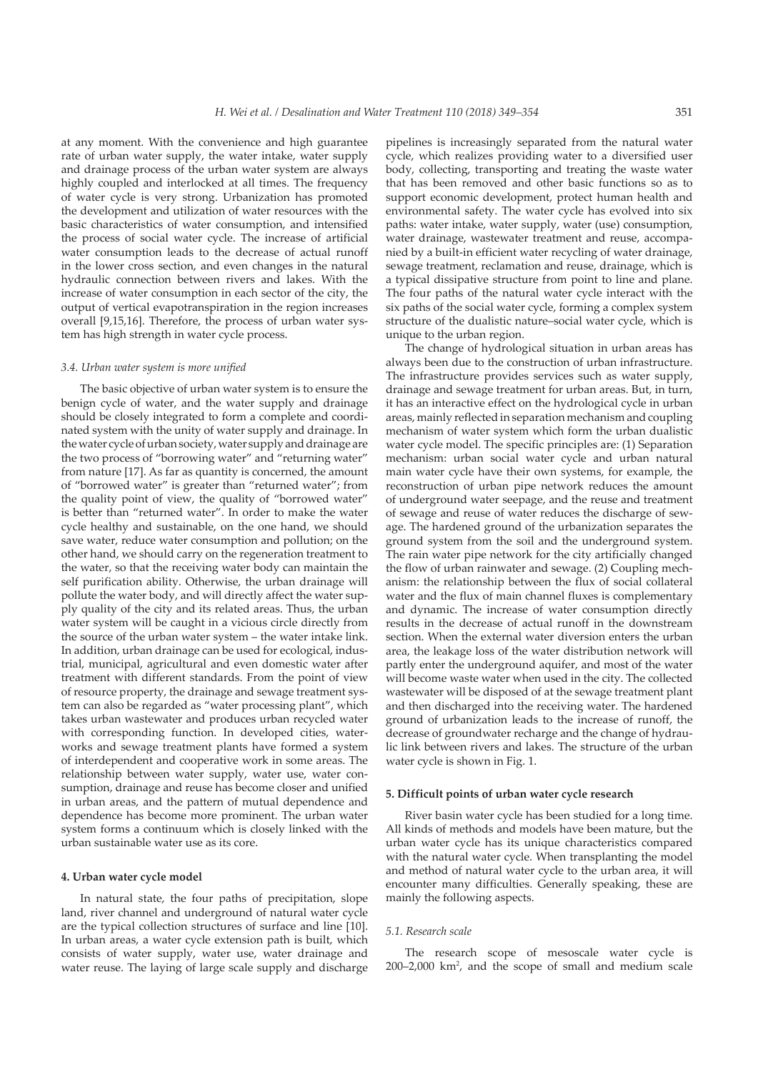at any moment. With the convenience and high guarantee rate of urban water supply, the water intake, water supply and drainage process of the urban water system are always highly coupled and interlocked at all times. The frequency of water cycle is very strong. Urbanization has promoted the development and utilization of water resources with the basic characteristics of water consumption, and intensified the process of social water cycle. The increase of artificial water consumption leads to the decrease of actual runoff in the lower cross section, and even changes in the natural hydraulic connection between rivers and lakes. With the increase of water consumption in each sector of the city, the output of vertical evapotranspiration in the region increases overall [9,15,16]. Therefore, the process of urban water system has high strength in water cycle process.

### 3.4. Urban water system is more unified

The basic objective of urban water system is to ensure the benign cycle of water, and the water supply and drainage should be closely integrated to form a complete and coordinated system with the unity of water supply and drainage. In the water cycle of urban society, water supply and drainage are the two process of "borrowing water" and "returning water" from nature [17]. As far as quantity is concerned, the amount of "borrowed water" is greater than "returned water"; from the quality point of view, the quality of "borrowed water" is better than "returned water". In order to make the water cycle healthy and sustainable, on the one hand, we should save water, reduce water consumption and pollution; on the other hand, we should carry on the regeneration treatment to the water, so that the receiving water body can maintain the self purification ability. Otherwise, the urban drainage will pollute the water body, and will directly affect the water supply quality of the city and its related areas. Thus, the urban water system will be caught in a vicious circle directly from the source of the urban water system – the water intake link. In addition, urban drainage can be used for ecological, industrial, municipal, agricultural and even domestic water after treatment with different standards. From the point of view of resource property, the drainage and sewage treatment system can also be regarded as "water processing plant", which takes urban wastewater and produces urban recycled water with corresponding function. In developed cities, waterworks and sewage treatment plants have formed a system of interdependent and cooperative work in some areas. The relationship between water supply, water use, water consumption, drainage and reuse has become closer and unified in urban areas, and the pattern of mutual dependence and dependence has become more prominent. The urban water system forms a continuum which is closely linked with the urban sustainable water use as its core.

## 4. Urban water cycle model

In natural state, the four paths of precipitation, slope land, river channel and underground of natural water cycle are the typical collection structures of surface and line [10]. In urban areas, a water cycle extension path is built, which consists of water supply, water use, water drainage and water reuse. The laying of large scale supply and discharge pipelines is increasingly separated from the natural water cycle, which realizes providing water to a diversified user body, collecting, transporting and treating the waste water that has been removed and other basic functions so as to support economic development, protect human health and environmental safety. The water cycle has evolved into six paths: water intake, water supply, water (use) consumption, water drainage, wastewater treatment and reuse, accompanied by a built-in efficient water recycling of water drainage, sewage treatment, reclamation and reuse, drainage, which is a typical dissipative structure from point to line and plane. The four paths of the natural water cycle interact with the six paths of the social water cycle, forming a complex system structure of the dualistic nature–social water cycle, which is unique to the urban region.

The change of hydrological situation in urban areas has always been due to the construction of urban infrastructure. The infrastructure provides services such as water supply, drainage and sewage treatment for urban areas. But, in turn, it has an interactive effect on the hydrological cycle in urban areas, mainly reflected in separation mechanism and coupling mechanism of water system which form the urban dualistic water cycle model. The specific principles are: (1) Separation mechanism: urban social water cycle and urban natural main water cycle have their own systems, for example, the reconstruction of urban pipe network reduces the amount of underground water seepage, and the reuse and treatment of sewage and reuse of water reduces the discharge of sewage. The hardened ground of the urbanization separates the ground system from the soil and the underground system. The rain water pipe network for the city artificially changed the flow of urban rainwater and sewage. (2) Coupling mechanism: the relationship between the flux of social collateral water and the flux of main channel fluxes is complementary and dynamic. The increase of water consumption directly results in the decrease of actual runoff in the downstream section. When the external water diversion enters the urban area, the leakage loss of the water distribution network will partly enter the underground aquifer, and most of the water will become waste water when used in the city. The collected wastewater will be disposed of at the sewage treatment plant and then discharged into the receiving water. The hardened ground of urbanization leads to the increase of runoff, the decrease of groundwater recharge and the change of hydraulic link between rivers and lakes. The structure of the urban water cycle is shown in Fig. 1.

## 5. Difficult points of urban water cycle research

River basin water cycle has been studied for a long time. All kinds of methods and models have been mature, but the urban water cycle has its unique characteristics compared with the natural water cycle. When transplanting the model and method of natural water cycle to the urban area, it will encounter many difficulties. Generally speaking, these are mainly the following aspects.

### 5.1. Research scale

The research scope of mesoscale water cycle is 200–2,000 km$^2$, and the scope of small and medium scale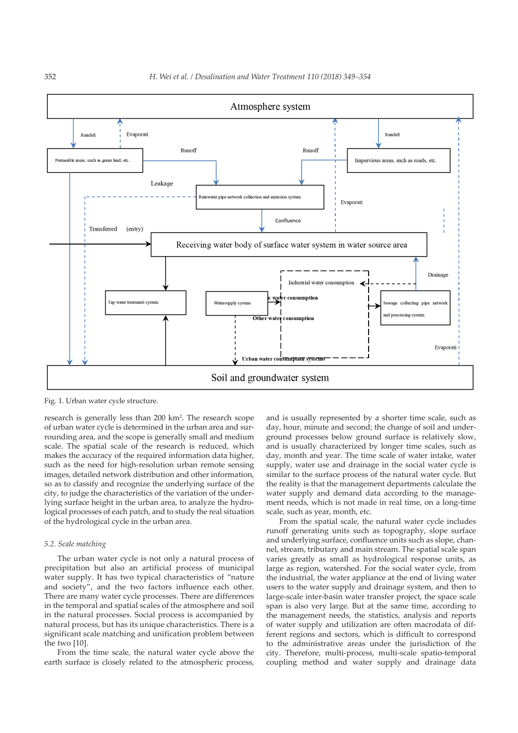Fig. 1. Urban water cycle structure.

research is generally less than 200 km². The research scope of urban water cycle is determined in the urban area and surrounding area, and the scope is generally small and medium scale. The spatial scale of the research is reduced, which makes the accuracy of the required information data higher, such as the need for high-resolution urban remote sensing images, detailed network distribution and other information, so as to classify and recognize the underlying surface of the city, to judge the characteristics of the variation of the underlying surface height in the urban area, to analyze the hydrological processes of each patch, and to study the real situation of the hydrological cycle in the urban area.

### 5.2. Scale matching

The urban water cycle is not only a natural process of precipitation but also an artificial process of municipal water supply. It has two typical characteristics of "nature and society", and the two factors influence each other. There are many water cycle processes. There are differences in the temporal and spatial scales of the atmosphere and soil in the natural processes. Social process is accompanied by natural process, but has its unique characteristics. There is a significant scale matching and unification problem between the two [10].

From the time scale, the natural water cycle above the earth surface is closely related to the atmospheric process, and is usually represented by a shorter time scale, such as day, hour, minute and second; the change of soil and underground processes below ground surface is relatively slow, and is usually characterized by longer time scales, such as day, month and year. The time scale of water intake, water supply, water use and drainage in the social water cycle is similar to the surface process of the natural water cycle. But the reality is that the management departments calculate the water supply and demand data according to the management needs, which is not made in real time, on a long-time scale, such as year, month, etc.

From the spatial scale, the natural water cycle includes runoff generating units such as topography, slope surface and underlying surface, confluence units such as slope, channel, stream, tributary and main stream. The spatial scale span varies greatly as small as hydrological response units, as large as region, watershed. For the social water cycle, from the industrial, the water appliance at the end of living water users to the water supply and drainage system, and then to large-scale inter-basin water transfer project, the space scale span is also very large. But at the same time, according to the management needs, the statistics, analysis and reports of water supply and utilization are often macrodata of different regions and sectors, which is difficult to correspond to the administrative areas under the jurisdiction of the city. Therefore, multi-process, multi-scale spatio-temporal coupling method and water supply and drainage data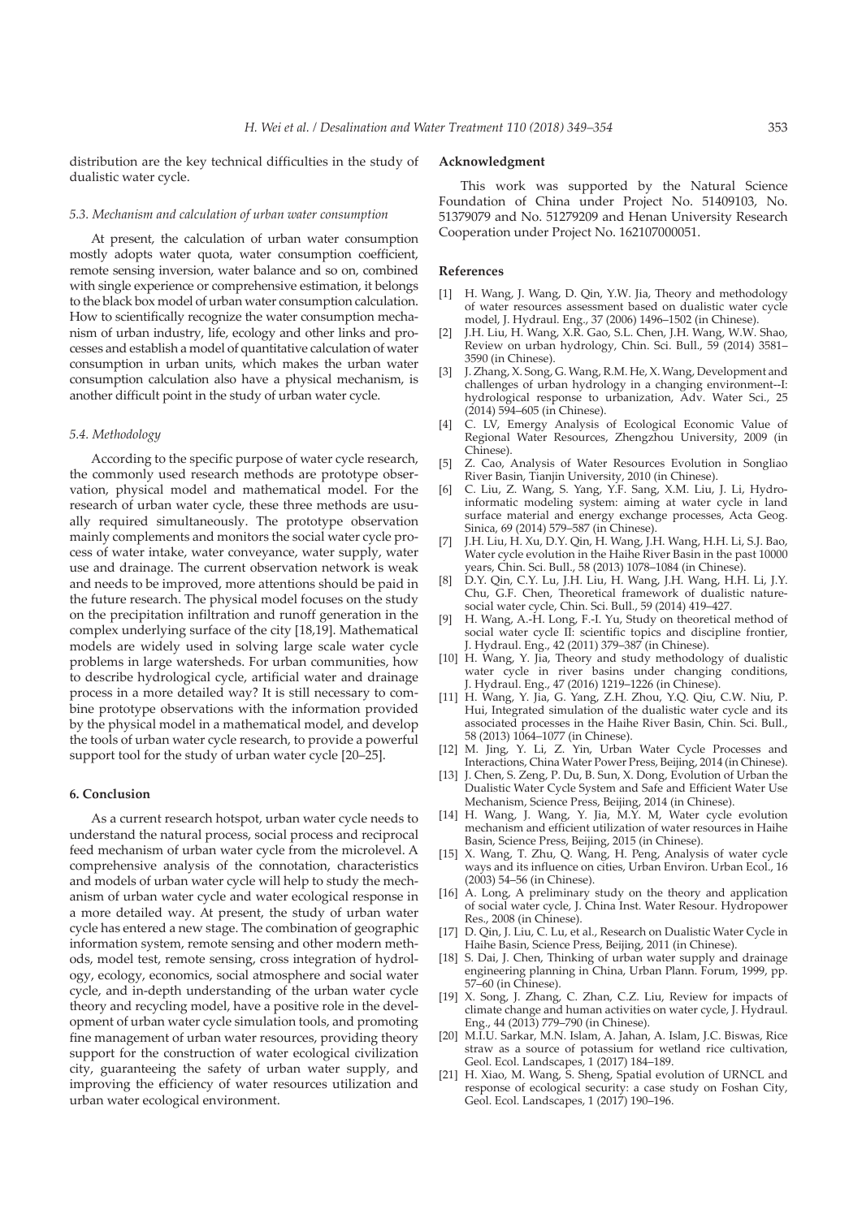distribution are the key technical difficulties in the study of dualistic water cycle.

### 5.3. Mechanism and calculation of urban water consumption

At present, the calculation of urban water consumption mostly adopts water quota, water consumption coefficient, remote sensing inversion, water balance and so on, combined with single experience or comprehensive estimation, it belongs to the black box model of urban water consumption calculation. How to scientifically recognize the water consumption mechanism of urban industry, life, ecology and other links and processes and establish a model of quantitative calculation of water consumption in urban units, which makes the urban water consumption calculation also have a physical mechanism, is another difficult point in the study of urban water cycle.

### 5.4. Methodology

According to the specific purpose of water cycle research, the commonly used research methods are prototype observation, physical model and mathematical model. For the research of urban water cycle, these three methods are usually required simultaneously. The prototype observation mainly complements and monitors the social water cycle process of water intake, water conveyance, water supply, water use and drainage. The current observation network is weak and needs to be improved, more attentions should be paid in the future research. The physical model focuses on the study on the precipitation infiltration and runoff generation in the complex underlying surface of the city [18,19]. Mathematical models are widely used in solving large scale water cycle problems in large watersheds. For urban communities, how to describe hydrological cycle, artificial water and drainage process in a more detailed way? It is still necessary to combine prototype observations with the information provided by the physical model in a mathematical model, and develop the tools of urban water cycle research, to provide a powerful support tool for the study of urban water cycle [20–25].

## 6. Conclusion

As a current research hotspot, urban water cycle needs to understand the natural process, social process and reciprocal feed mechanism of urban water cycle from the microlevel. A comprehensive analysis of the connotation, characteristics and models of urban water cycle will help to study the mechanism of urban water cycle and water ecological response in a more detailed way. At present, the study of urban water cycle has entered a new stage. The combination of geographic information system, remote sensing and other modern methods, model test, remote sensing, cross integration of hydrology, ecology, economics, social atmosphere and social water cycle, and in-depth understanding of the urban water cycle theory and recycling model, have a positive role in the development of urban water cycle simulation tools, and promoting fine management of urban water resources, providing theory support for the construction of water ecological civilization city, guaranteeing the safety of urban water supply, and improving the efficiency of water resources utilization and urban water ecological environment.

## Acknowledgment

This work was supported by the Natural Science Foundation of China under Project No. 51409103, No. 51379079 and No. 51279209 and Henan University Research Cooperation under Project No. 162107000051.

## References

- [1] H. Wang, J. Wang, D. Qin, Y.W. Jia, Theory and methodology of water resources assessment based on dualistic water cycle model, J. Hydraul. Eng., 37 (2006) 1496–1502 (in Chinese).
- [2] J.H. Liu, H. Wang, X.R. Gao, S.L. Chen, J.H. Wang, W.W. Shao, Review on urban hydrology, Chin. Sci. Bull., 59 (2014) 3581–3590 (in Chinese).
- [3] J. Zhang, X. Song, G. Wang, R.M. He, X. Wang, Development and challenges of urban hydrology in a changing environment--I: hydrological response to urbanization, Adv. Water Sci., 25 (2014) 594–605 (in Chinese).
- [4] C. LV, Emergy Analysis of Ecological Economic Value of Regional Water Resources, Zhengzhou University, 2009 (in Chinese).
- [5] Z. Cao, Analysis of Water Resources Evolution in Songliao River Basin, Tianjin University, 2010 (in Chinese).
- [6] C. Liu, Z. Wang, S. Yang, Y.F. Sang, X.M. Liu, J. Li, Hydro-informatic modeling system: aiming at water cycle in land surface material and energy exchange processes, Acta Geog. Sinica, 69 (2014) 579–587 (in Chinese).
- [7] J.H. Liu, H. Xu, D.Y. Qin, H. Wang, J.H. Wang, H.H. Li, S.J. Bao, Water cycle evolution in the Haihe River Basin in the past 10000 years, Chin. Sci. Bull., 58 (2013) 1078–1084 (in Chinese).
- [8] D.Y. Qin, C.Y. Lu, J.H. Liu, H. Wang, J.H. Wang, H.H. Li, J.Y. Chu, G.F. Chen, Theoretical framework of dualistic nature-social water cycle, Chin. Sci. Bull., 59 (2014) 419–427.
- [9] H. Wang, A.-H. Long, F.-I. Yu, Study on theoretical method of social water cycle II: scientific topics and discipline frontier, J. Hydraul. Eng., 42 (2011) 379–387 (in Chinese).
- [10] H. Wang, Y. Jia, Theory and study methodology of dualistic water cycle in river basins under changing conditions, J. Hydraul. Eng., 47 (2016) 1219–1226 (in Chinese).
- [11] H. Wang, Y. Jia, G. Yang, Z.H. Zhou, Y.Q. Qiu, C.W. Niu, P. Hui, Integrated simulation of the dualistic water cycle and its associated processes in the Haihe River Basin, Chin. Sci. Bull., 58 (2013) 1064–1077 (in Chinese).
- [12] M. Jing, Y. Li, Z. Yin, Urban Water Cycle Processes and Interactions, China Water Power Press, Beijing, 2014 (in Chinese).
- [13] J. Chen, S. Zeng, P. Du, B. Sun, X. Dong, Evolution of Urban the Dualistic Water Cycle System and Safe and Efficient Water Use Mechanism, Science Press, Beijing, 2014 (in Chinese).
- [14] H. Wang, J. Wang, Y. Jia, M.Y. M, Water cycle evolution mechanism and efficient utilization of water resources in Haihe Basin, Science Press, Beijing, 2015 (in Chinese).
- [15] X. Wang, T. Zhu, Q. Wang, H. Peng, Analysis of water cycle ways and its influence on cities, Urban Environ. Urban Ecol., 16 (2003) 54–56 (in Chinese).
- [16] A. Long, A preliminary study on the theory and application of social water cycle, J. China Inst. Water Resour. Hydropower Res., 2008 (in Chinese).
- [17] D. Qin, J. Liu, C. Lu, et al., Research on Dualistic Water Cycle in Haihe Basin, Science Press, Beijing, 2011 (in Chinese).
- [18] S. Dai, J. Chen, Thinking of urban water supply and drainage engineering planning in China, Urban Plann. Forum, 1999, pp. 57–60 (in Chinese).
- [19] X. Song, J. Zhang, C. Zhan, C.Z. Liu, Review for impacts of climate change and human activities on water cycle, J. Hydraul. Eng., 44 (2013) 779–790 (in Chinese).
- [20] M.I.U. Sarkar, M.N. Islam, A. Jahan, A. Islam, J.C. Biswas, Rice straw as a source of potassium for wetland rice cultivation, Geol. Ecol. Landscapes, 1 (2017) 184–189.
- [21] H. Xiao, M. Wang, S. Sheng, Spatial evolution of URNCL and response of ecological security: a case study on Foshan City, Geol. Ecol. Landscapes, 1 (2017) 190–196.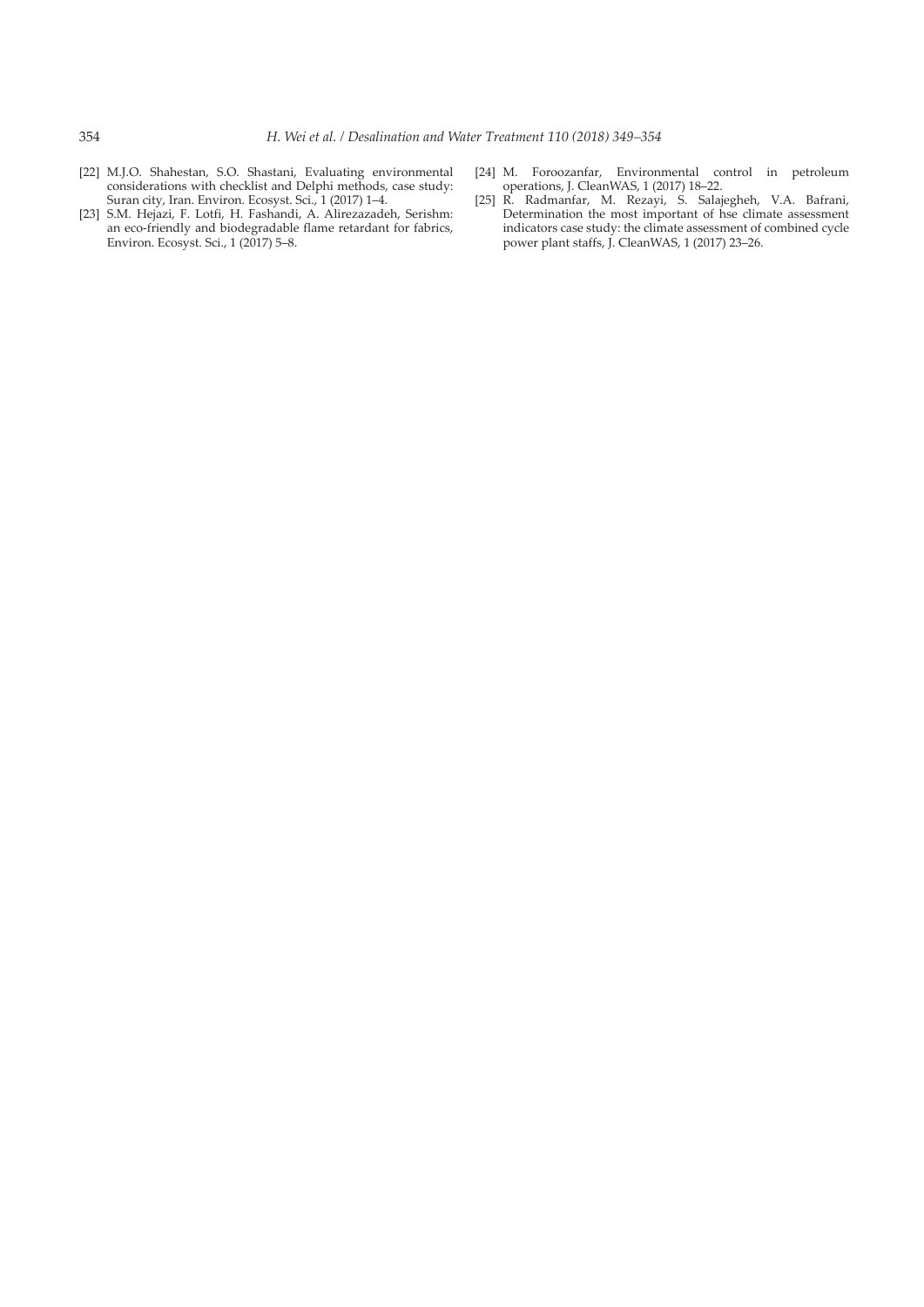[22] M.J.O. Shahestan, S.O. Shastani, Evaluating environmental considerations with checklist and Delphi methods, case study: Suran city, Iran. Environ. Ecosyst. Sci., 1 (2017) 1–4.

[23] S.M. Hejazi, F. Lotfi, H. Fashandi, A. Alirezazadeh, Serishm: an eco-friendly and biodegradable flame retardant for fabrics, Environ. Ecosyst. Sci., 1 (2017) 5–8.

[24] M. Foroozanfar, Environmental control in petroleum operations, J. CleanWAS, 1 (2017) 18–22.

[25] R. Radmanfar, M. Rezayi, S. Salajegheh, V.A. Bafrani, Determination the most important of hse climate assessment indicators case study: the climate assessment of combined cycle power plant staffs, J. CleanWAS, 1 (2017) 23–26.